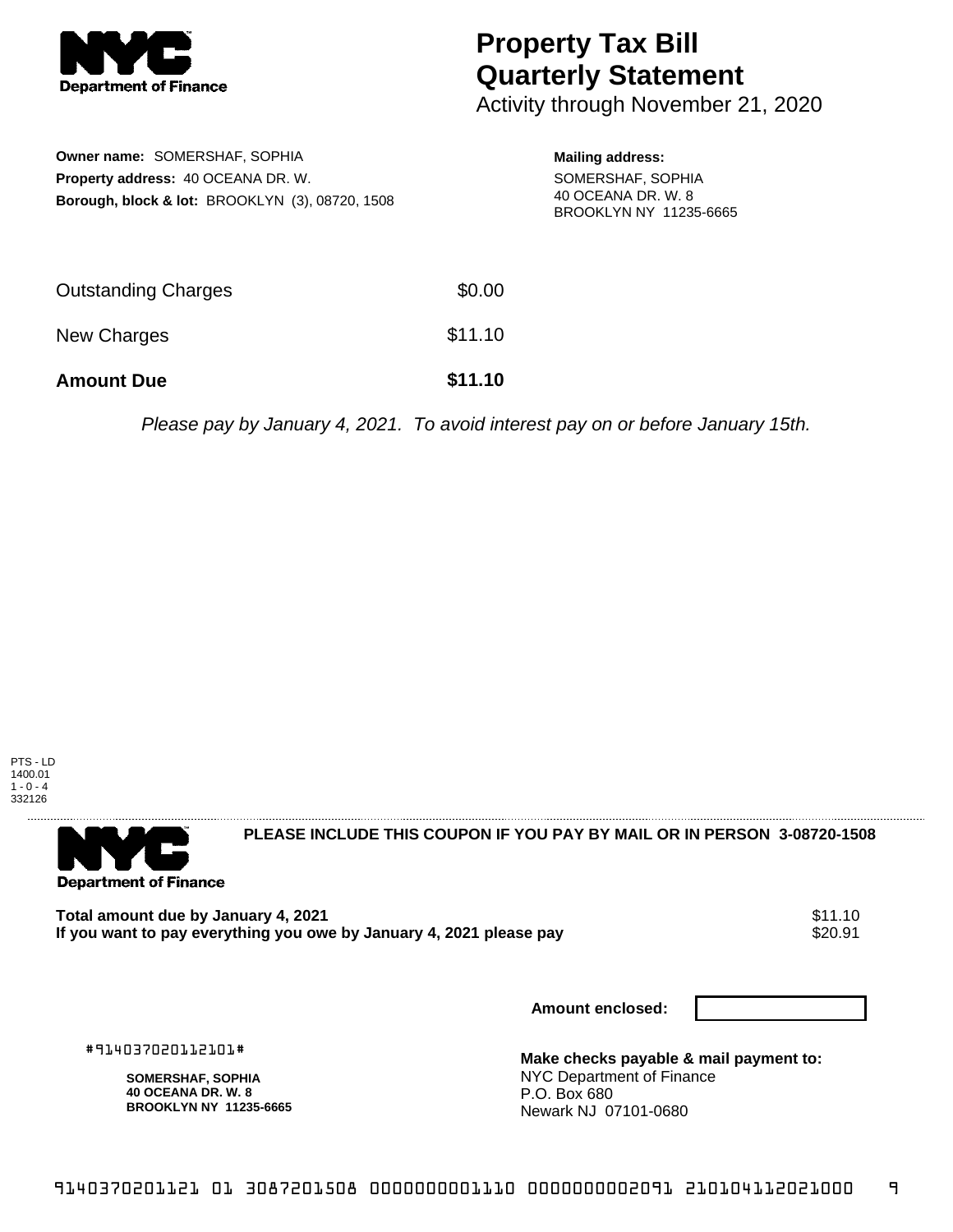# Property Tax Bill Quarterly Statement

Activity through November 21, 2020

**Owner name:** SOMERSHAF, SOPHIA
**Property address:** 40 OCEANA DR. W.
**Borough, block & lot:** BROOKLYN (3), 08720, 1508

**Mailing address:**
SOMERSHAF, SOPHIA
40 OCEANA DR. W. 8
BROOKLYN NY 11235-6665

| | |
|---|---|
| Outstanding Charges | $0.00 |
| New Charges | $11.10 |
| **Amount Due** | **$11.10** |

*Please pay by January 4, 2021. To avoid interest pay on or before January 15th.*

PTS - LD
1400.01
1 - 0 - 4
332126

---

**PLEASE INCLUDE THIS COUPON IF YOU PAY BY MAIL OR IN PERSON 3-08720-1508**

| | |
|---|---|
| **Total amount due by January 4, 2021** | $11.10 |
| **If you want to pay everything you owe by January 4, 2021 please pay** | $20.91 |

**Amount enclosed:**

#914037020112101#

**SOMERSHAF, SOPHIA**
**40 OCEANA DR. W. 8**
**BROOKLYN NY 11235-6665**

**Make checks payable & mail payment to:**
NYC Department of Finance
P.O. Box 680
Newark NJ 07101-0680

9140370201121 01 3087201508 0000000001110 0000000002091 210104112021000 9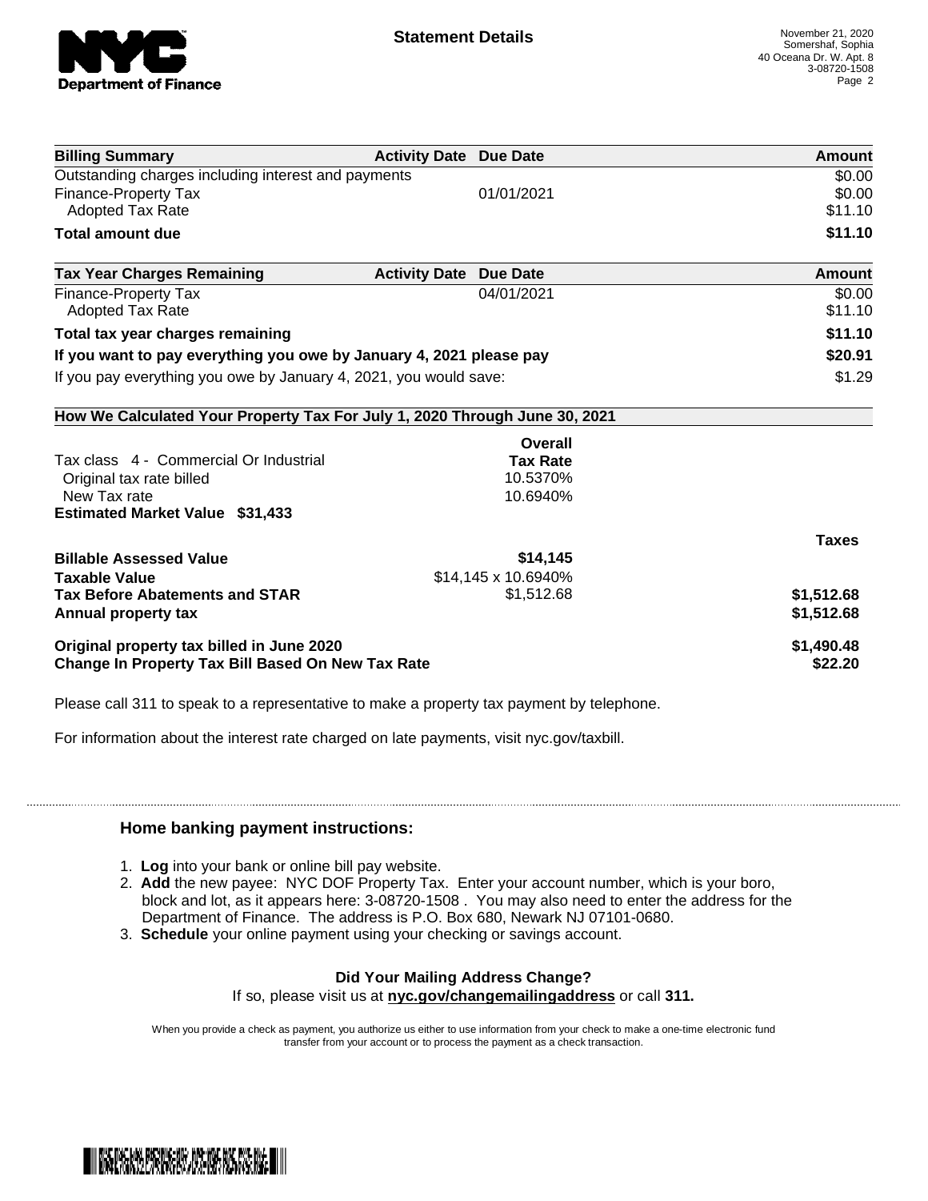**Statement Details**

November 21, 2020
Somershaf, Sophia
40 Oceana Dr. W. Apt. 8
3-08720-1508

| Billing Summary | Activity Date | Due Date | Amount |
|---|---|---|---|
| Outstanding charges including interest and payments | | | $0.00 |
| Finance-Property Tax | | 01/01/2021 | $0.00 |
| Adopted Tax Rate | | | $11.10 |
| **Total amount due** | | | **$11.10** |

| Tax Year Charges Remaining | Activity Date | Due Date | Amount |
|---|---|---|---|
| Finance-Property Tax | | 04/01/2021 | $0.00 |
| Adopted Tax Rate | | | $11.10 |
| **Total tax year charges remaining** | | | **$11.10** |
| **If you want to pay everything you owe by January 4, 2021 please pay** | | | **$20.91** |
| If you pay everything you owe by January 4, 2021, you would save: | | | $1.29 |

**How We Calculated Your Property Tax For July 1, 2020 Through June 30, 2021**

| | Overall Tax Rate | |
|---|---|---|
| Tax class 4 - Commercial Or Industrial | | |
| Original tax rate billed | 10.5370% | |
| New Tax rate | 10.6940% | |
| **Estimated Market Value $31,433** | | |
| | | **Taxes** |
| **Billable Assessed Value** | **$14,145** | |
| **Taxable Value** | $14,145 x 10.6940% | |
| **Tax Before Abatements and STAR** | $1,512.68 | **$1,512.68** |
| **Annual property tax** | | **$1,512.68** |
| **Original property tax billed in June 2020** | | **$1,490.48** |
| **Change In Property Tax Bill Based On New Tax Rate** | | **$22.20** |

Please call 311 to speak to a representative to make a property tax payment by telephone.

For information about the interest rate charged on late payments, visit nyc.gov/taxbill.

### Home banking payment instructions:

1. **Log** into your bank or online bill pay website.
2. **Add** the new payee: NYC DOF Property Tax. Enter your account number, which is your boro, block and lot, as it appears here: 3-08720-1508 . You may also need to enter the address for the Department of Finance. The address is P.O. Box 680, Newark NJ 07101-0680.
3. **Schedule** your online payment using your checking or savings account.

**Did Your Mailing Address Change?**
If so, please visit us at **nyc.gov/changemailingaddress** or call **311.**

When you provide a check as payment, you authorize us either to use information from your check to make a one-time electronic fund transfer from your account or to process the payment as a check transaction.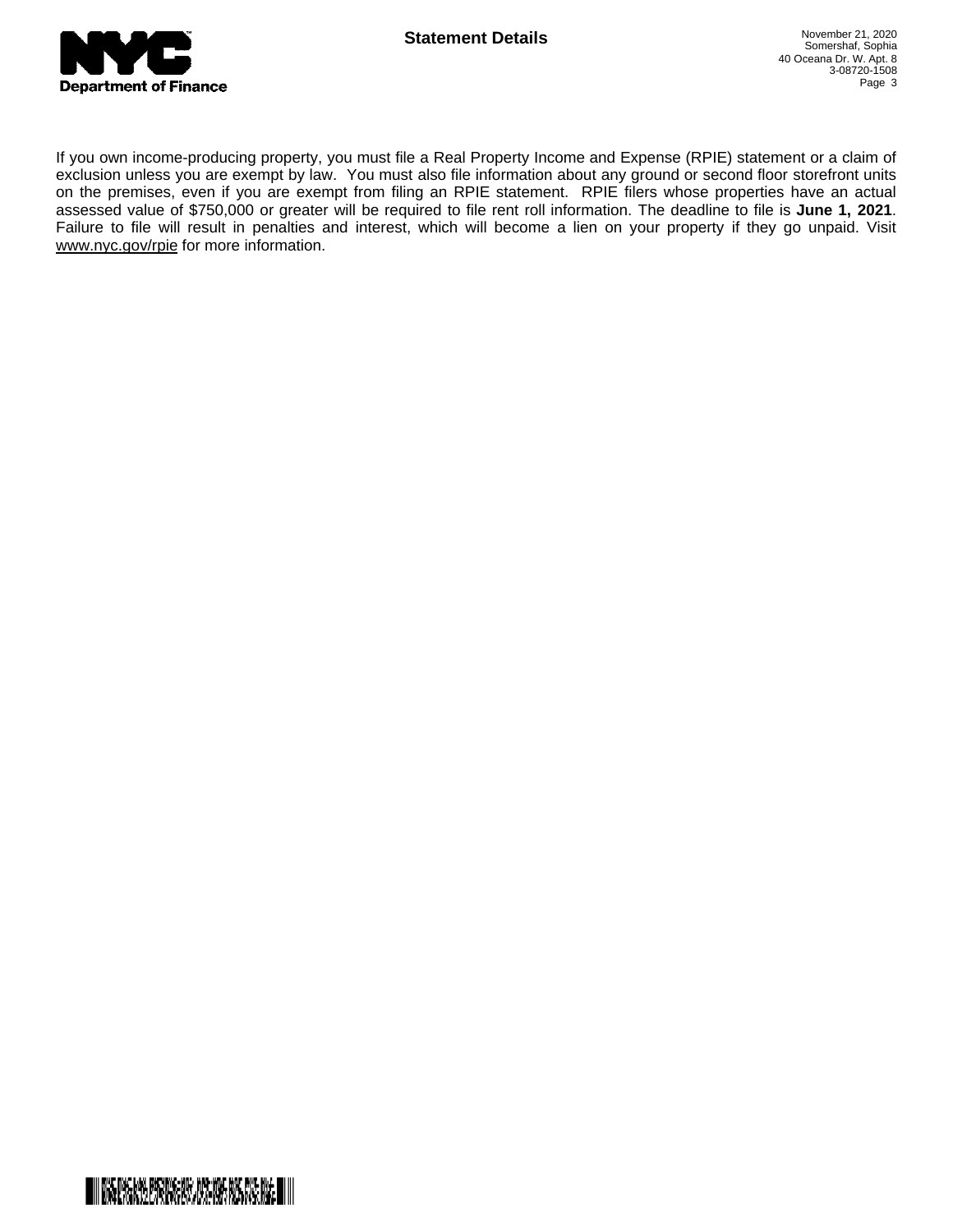If you own income-producing property, you must file a Real Property Income and Expense (RPIE) statement or a claim of exclusion unless you are exempt by law. You must also file information about any ground or second floor storefront units on the premises, even if you are exempt from filing an RPIE statement. RPIE filers whose properties have an actual assessed value of $750,000 or greater will be required to file rent roll information. The deadline to file is **June 1, 2021**. Failure to file will result in penalties and interest, which will become a lien on your property if they go unpaid. Visit www.nyc.gov/rpie for more information.